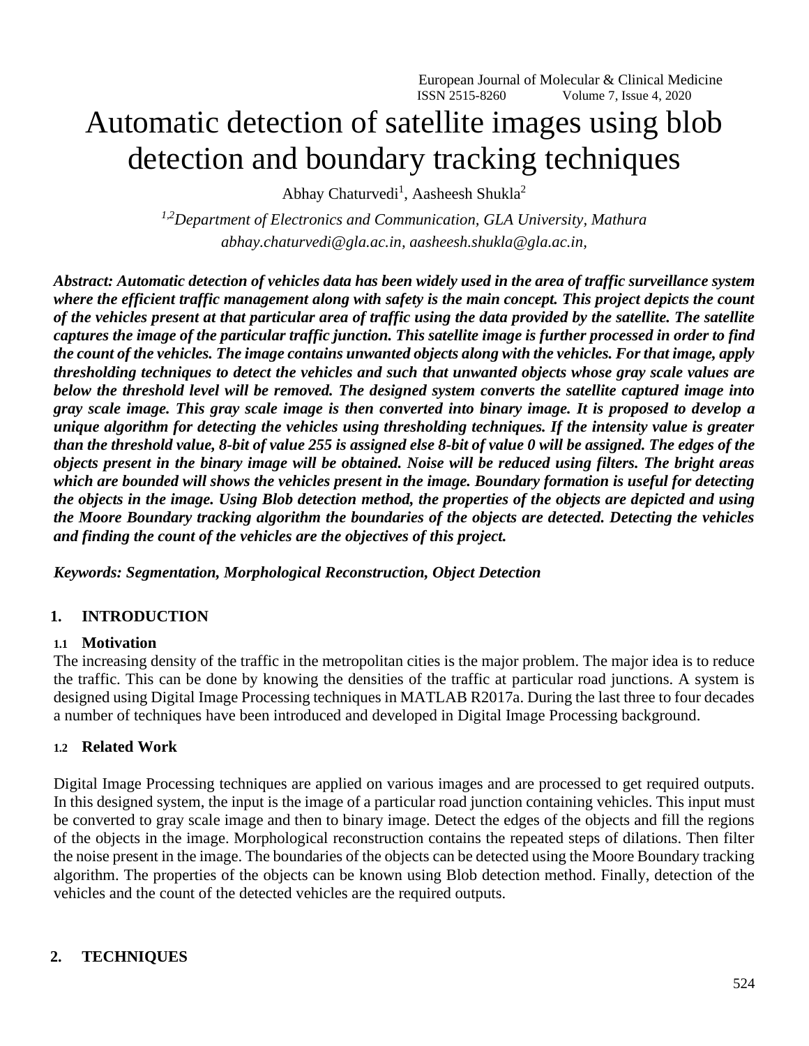# Automatic detection of satellite images using blob detection and boundary tracking techniques

Abhay Chaturvedi[1], Aasheesh Shukla[2]

*[1,2]Department of Electronics and Communication, GLA University, Mathura*
*abhay.chaturvedi@gla.ac.in, aasheesh.shukla@gla.ac.in,*

***Abstract: Automatic detection of vehicles data has been widely used in the area of traffic surveillance system where the efficient traffic management along with safety is the main concept. This project depicts the count of the vehicles present at that particular area of traffic using the data provided by the satellite. The satellite captures the image of the particular traffic junction. This satellite image is further processed in order to find the count of the vehicles. The image contains unwanted objects along with the vehicles. For that image, apply thresholding techniques to detect the vehicles and such that unwanted objects whose gray scale values are below the threshold level will be removed. The designed system converts the satellite captured image into gray scale image. This gray scale image is then converted into binary image. It is proposed to develop a unique algorithm for detecting the vehicles using thresholding techniques. If the intensity value is greater than the threshold value, 8-bit of value 255 is assigned else 8-bit of value 0 will be assigned. The edges of the objects present in the binary image will be obtained. Noise will be reduced using filters. The bright areas which are bounded will shows the vehicles present in the image. Boundary formation is useful for detecting the objects in the image. Using Blob detection method, the properties of the objects are depicted and using the Moore Boundary tracking algorithm the boundaries of the objects are detected. Detecting the vehicles and finding the count of the vehicles are the objectives of this project.***

***Keywords: Segmentation, Morphological Reconstruction, Object Detection***

## 1. INTRODUCTION

### 1.1 Motivation

The increasing density of the traffic in the metropolitan cities is the major problem. The major idea is to reduce the traffic. This can be done by knowing the densities of the traffic at particular road junctions. A system is designed using Digital Image Processing techniques in MATLAB R2017a. During the last three to four decades a number of techniques have been introduced and developed in Digital Image Processing background.

### 1.2 Related Work

Digital Image Processing techniques are applied on various images and are processed to get required outputs. In this designed system, the input is the image of a particular road junction containing vehicles. This input must be converted to gray scale image and then to binary image. Detect the edges of the objects and fill the regions of the objects in the image. Morphological reconstruction contains the repeated steps of dilations. Then filter the noise present in the image. The boundaries of the objects can be detected using the Moore Boundary tracking algorithm. The properties of the objects can be known using Blob detection method. Finally, detection of the vehicles and the count of the detected vehicles are the required outputs.

## 2. TECHNIQUES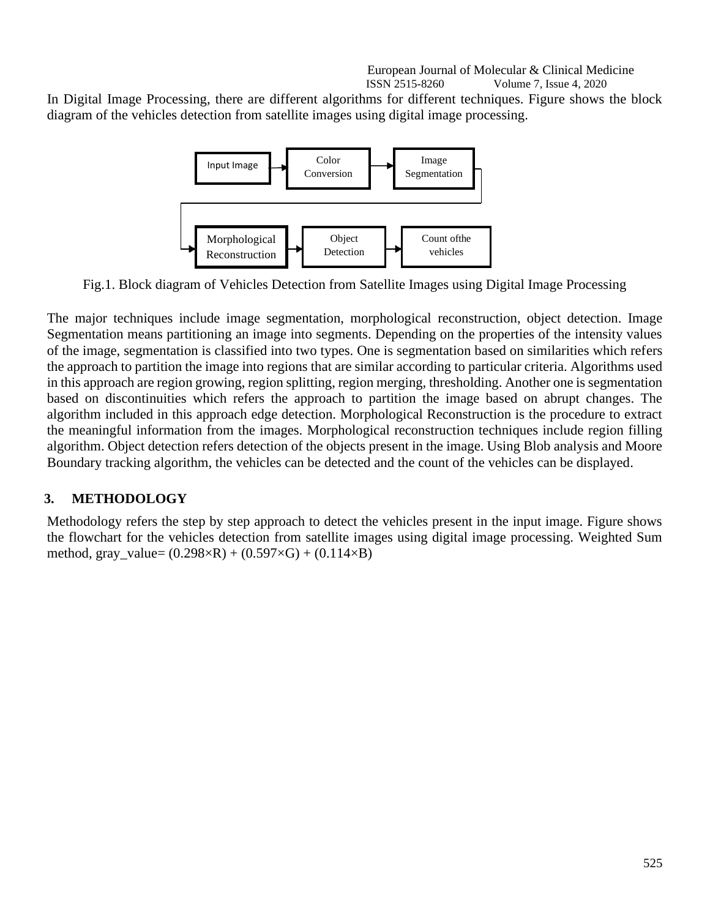In Digital Image Processing, there are different algorithms for different techniques. Figure shows the block diagram of the vehicles detection from satellite images using digital image processing.

Input Image → Color Conversion → Image Segmentation → Morphological Reconstruction → Object Detection → Count ofthe vehicles

Fig.1. Block diagram of Vehicles Detection from Satellite Images using Digital Image Processing

The major techniques include image segmentation, morphological reconstruction, object detection. Image Segmentation means partitioning an image into segments. Depending on the properties of the intensity values of the image, segmentation is classified into two types. One is segmentation based on similarities which refers the approach to partition the image into regions that are similar according to particular criteria. Algorithms used in this approach are region growing, region splitting, region merging, thresholding. Another one is segmentation based on discontinuities which refers the approach to partition the image based on abrupt changes. The algorithm included in this approach edge detection. Morphological Reconstruction is the procedure to extract the meaningful information from the images. Morphological reconstruction techniques include region filling algorithm. Object detection refers detection of the objects present in the image. Using Blob analysis and Moore Boundary tracking algorithm, the vehicles can be detected and the count of the vehicles can be displayed.

## 3. METHODOLOGY

Methodology refers the step by step approach to detect the vehicles present in the input image. Figure shows the flowchart for the vehicles detection from satellite images using digital image processing. Weighted Sum method, gray_value= $(0.298\times R) + (0.597\times G) + (0.114\times B)$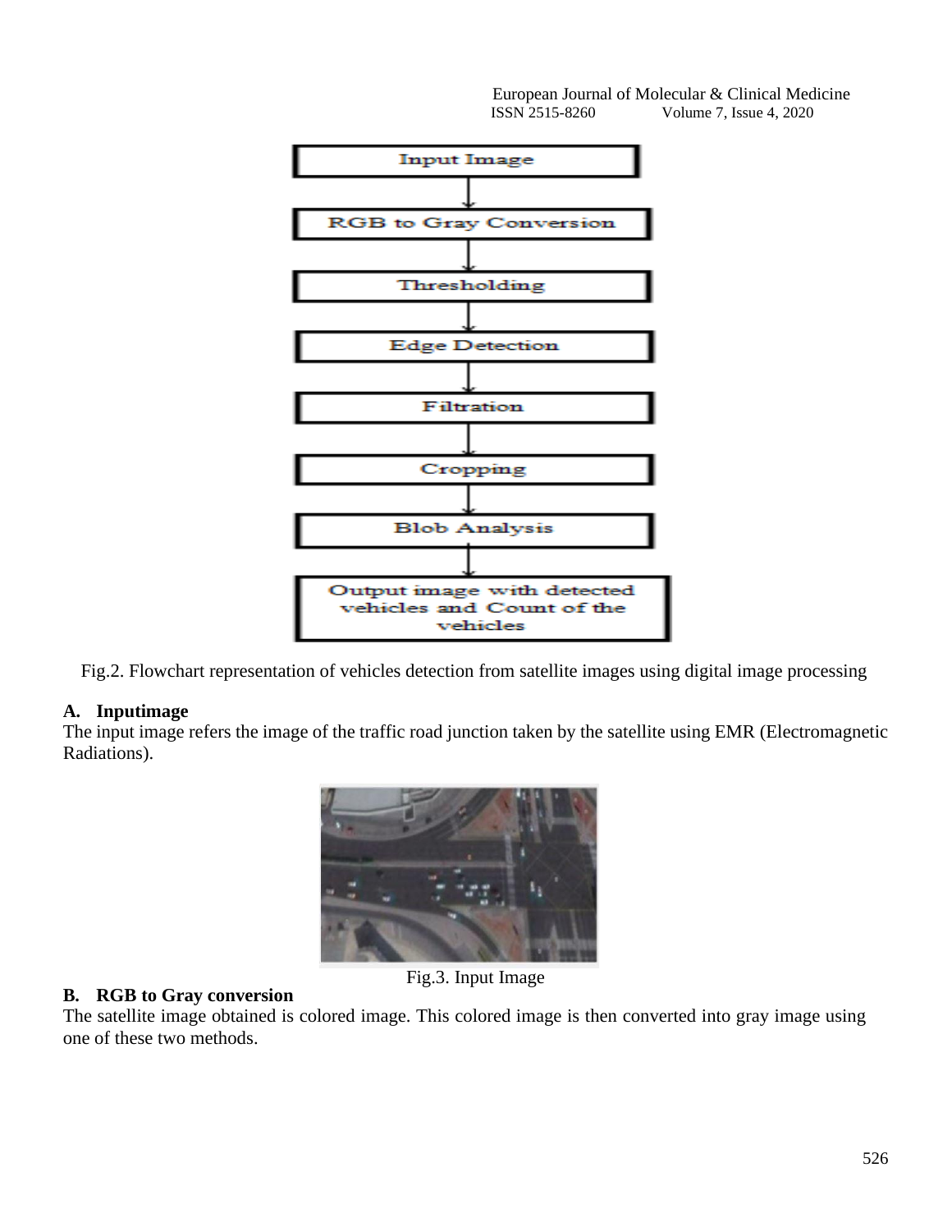Fig.2. Flowchart representation of vehicles detection from satellite images using digital image processing

**A. Inputimage**

The input image refers the image of the traffic road junction taken by the satellite using EMR (Electromagnetic Radiations).

Fig.3. Input Image

**B. RGB to Gray conversion**

The satellite image obtained is colored image. This colored image is then converted into gray image using one of these two methods.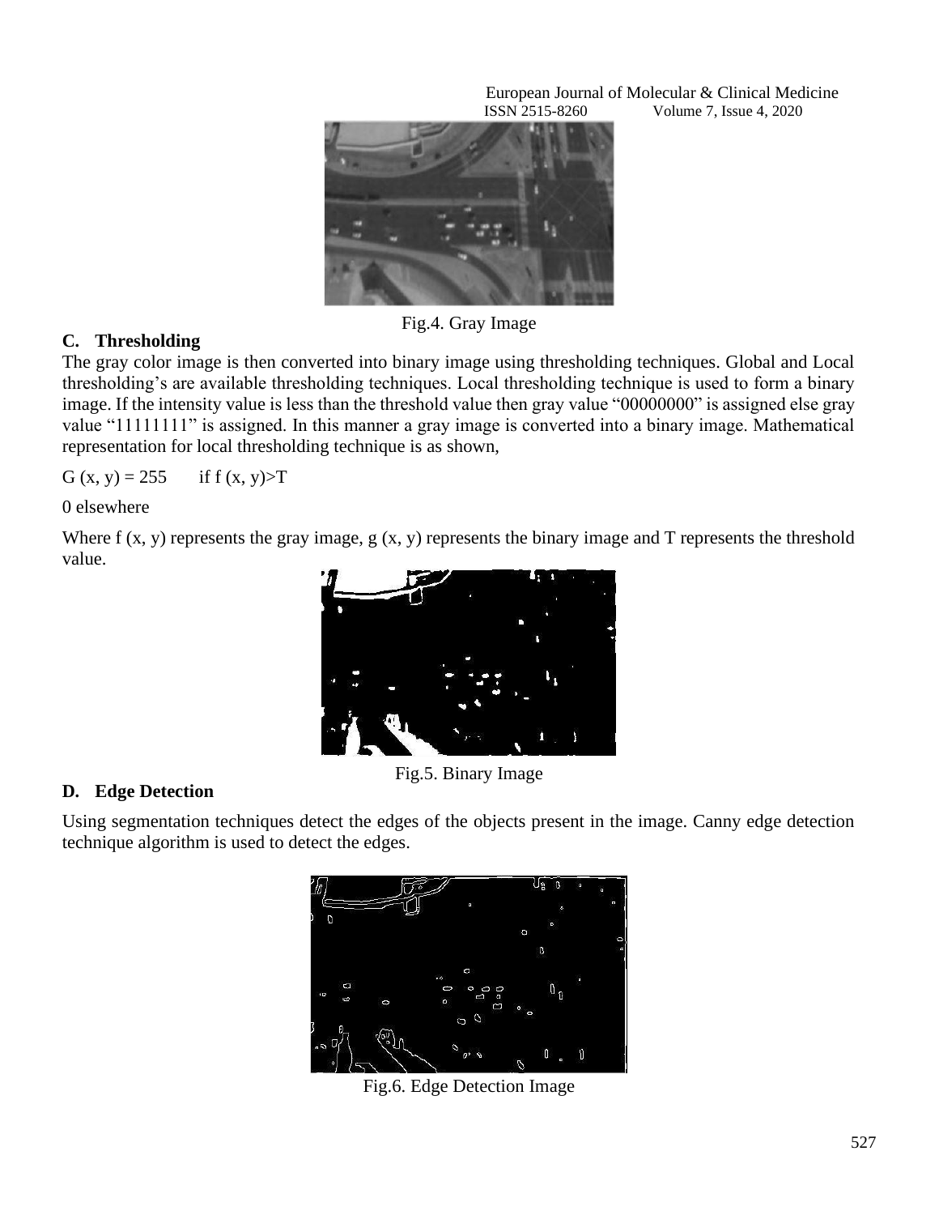Fig.4. Gray Image

### C. Thresholding

The gray color image is then converted into binary image using thresholding techniques. Global and Local thresholding's are available thresholding techniques. Local thresholding technique is used to form a binary image. If the intensity value is less than the threshold value then gray value "00000000" is assigned else gray value "11111111" is assigned. In this manner a gray image is converted into a binary image. Mathematical representation for local thresholding technique is as shown,

$G(x, y) = 255 \quad \text{if } f(x, y) > T$

0 elsewhere

Where f (x, y) represents the gray image, g (x, y) represents the binary image and T represents the threshold value.

Fig.5. Binary Image

### D. Edge Detection

Using segmentation techniques detect the edges of the objects present in the image. Canny edge detection technique algorithm is used to detect the edges.

Fig.6. Edge Detection Image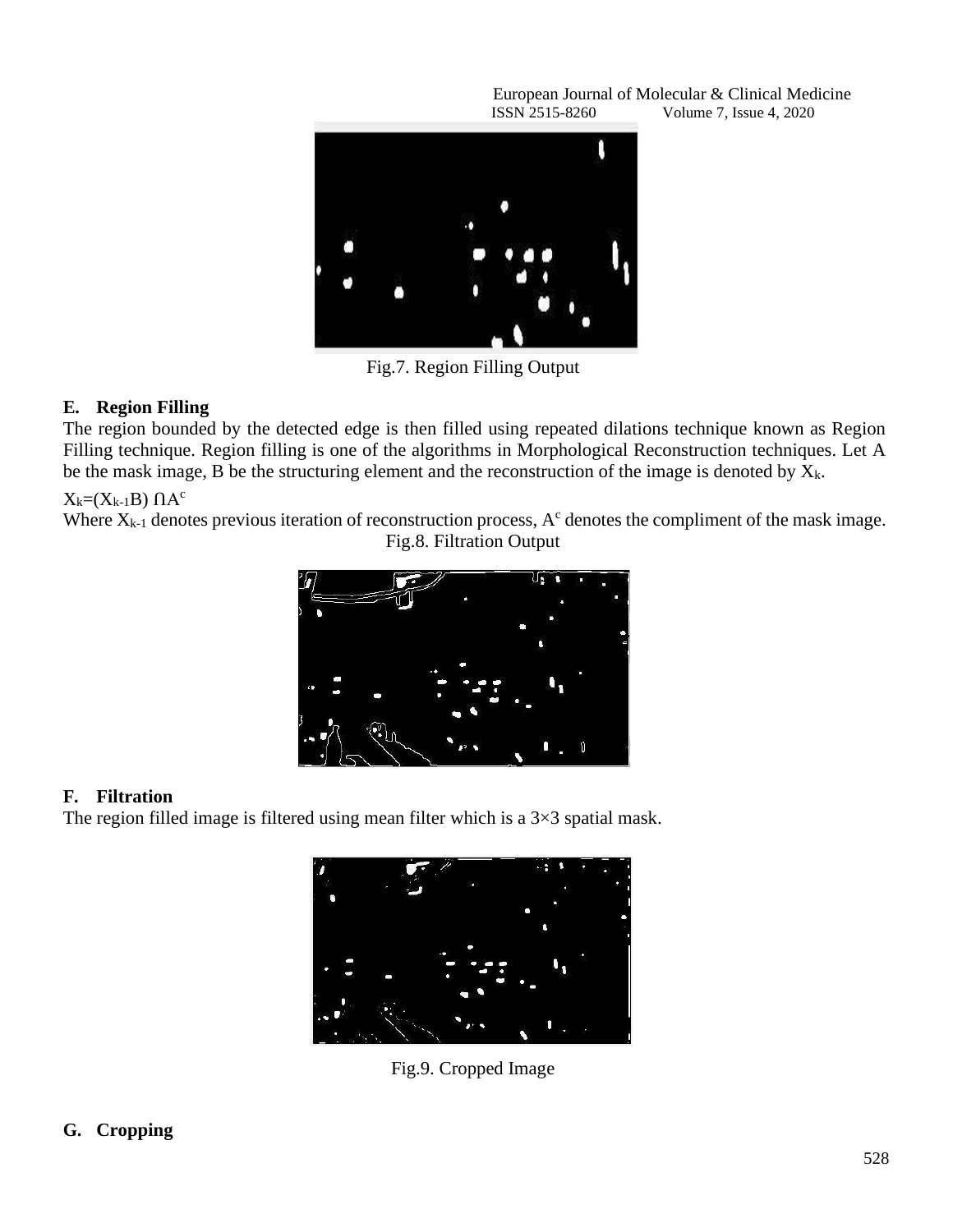Fig.7. Region Filling Output

### E. Region Filling

The region bounded by the detected edge is then filled using repeated dilations technique known as Region Filling technique. Region filling is one of the algorithms in Morphological Reconstruction techniques. Let A be the mask image, B be the structuring element and the reconstruction of the image is denoted by $X_k$.

$X_k=(X_{k-1}B)\cap A^c$

Where $X_{k-1}$ denotes previous iteration of reconstruction process, $A^c$ denotes the compliment of the mask image.

Fig.8. Filtration Output

### F. Filtration

The region filled image is filtered using mean filter which is a 3×3 spatial mask.

Fig.9. Cropped Image

### G. Cropping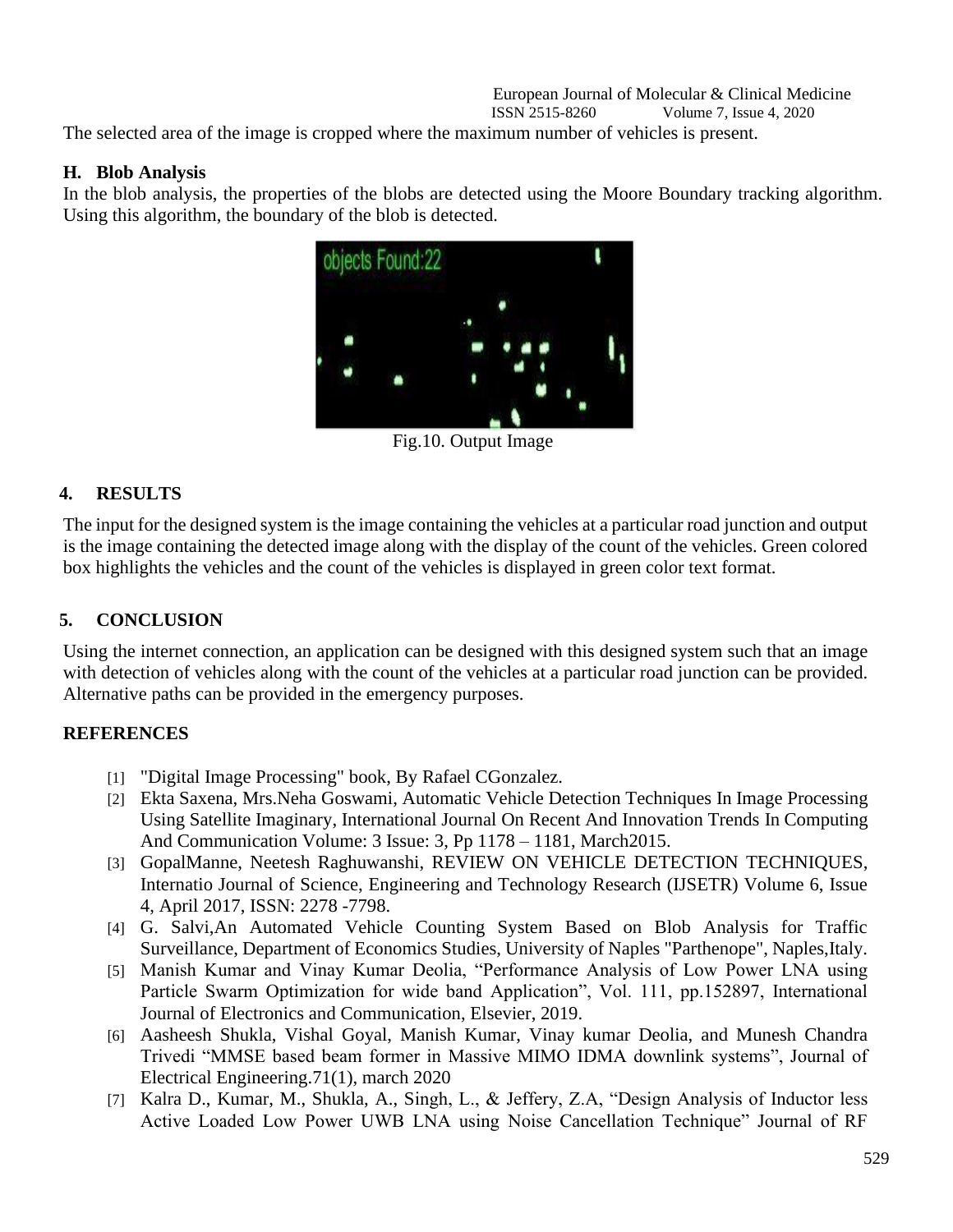The selected area of the image is cropped where the maximum number of vehicles is present.

### H. Blob Analysis

In the blob analysis, the properties of the blobs are detected using the Moore Boundary tracking algorithm. Using this algorithm, the boundary of the blob is detected.

Fig.10. Output Image

## 4. RESULTS

The input for the designed system is the image containing the vehicles at a particular road junction and output is the image containing the detected image along with the display of the count of the vehicles. Green colored box highlights the vehicles and the count of the vehicles is displayed in green color text format.

## 5. CONCLUSION

Using the internet connection, an application can be designed with this designed system such that an image with detection of vehicles along with the count of the vehicles at a particular road junction can be provided. Alternative paths can be provided in the emergency purposes.

## REFERENCES

[1] "Digital Image Processing" book, By Rafael CGonzalez.

[2] Ekta Saxena, Mrs.Neha Goswami, Automatic Vehicle Detection Techniques In Image Processing Using Satellite Imaginary, International Journal On Recent And Innovation Trends In Computing And Communication Volume: 3 Issue: 3, Pp 1178 – 1181, March2015.

[3] GopalManne, Neetesh Raghuwanshi, REVIEW ON VEHICLE DETECTION TECHNIQUES, Internatio Journal of Science, Engineering and Technology Research (IJSETR) Volume 6, Issue 4, April 2017, ISSN: 2278 -7798.

[4] G. Salvi,An Automated Vehicle Counting System Based on Blob Analysis for Traffic Surveillance, Department of Economics Studies, University of Naples "Parthenope", Naples,Italy.

[5] Manish Kumar and Vinay Kumar Deolia, "Performance Analysis of Low Power LNA using Particle Swarm Optimization for wide band Application", Vol. 111, pp.152897, International Journal of Electronics and Communication, Elsevier, 2019.

[6] Aasheesh Shukla, Vishal Goyal, Manish Kumar, Vinay kumar Deolia, and Munesh Chandra Trivedi "MMSE based beam former in Massive MIMO IDMA downlink systems", Journal of Electrical Engineering.71(1), march 2020

[7] Kalra D., Kumar, M., Shukla, A., Singh, L., & Jeffery, Z.A, "Design Analysis of Inductor less Active Loaded Low Power UWB LNA using Noise Cancellation Technique" Journal of RF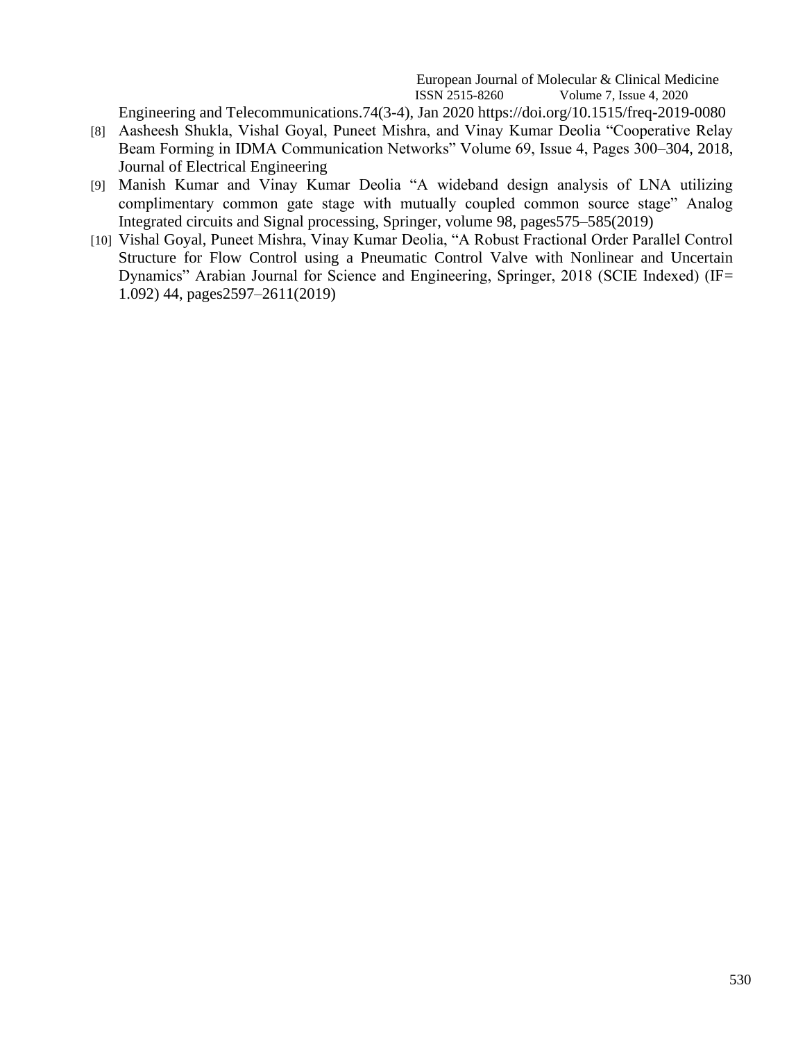Engineering and Telecommunications.74(3-4), Jan 2020 https://doi.org/10.1515/freq-2019-0080

[8] Aasheesh Shukla, Vishal Goyal, Puneet Mishra, and Vinay Kumar Deolia "Cooperative Relay Beam Forming in IDMA Communication Networks" Volume 69, Issue 4, Pages 300–304, 2018, Journal of Electrical Engineering

[9] Manish Kumar and Vinay Kumar Deolia "A wideband design analysis of LNA utilizing complimentary common gate stage with mutually coupled common source stage" Analog Integrated circuits and Signal processing, Springer, volume 98, pages575–585(2019)

[10] Vishal Goyal, Puneet Mishra, Vinay Kumar Deolia, "A Robust Fractional Order Parallel Control Structure for Flow Control using a Pneumatic Control Valve with Nonlinear and Uncertain Dynamics" Arabian Journal for Science and Engineering, Springer, 2018 (SCIE Indexed) (IF= 1.092) 44, pages2597–2611(2019)